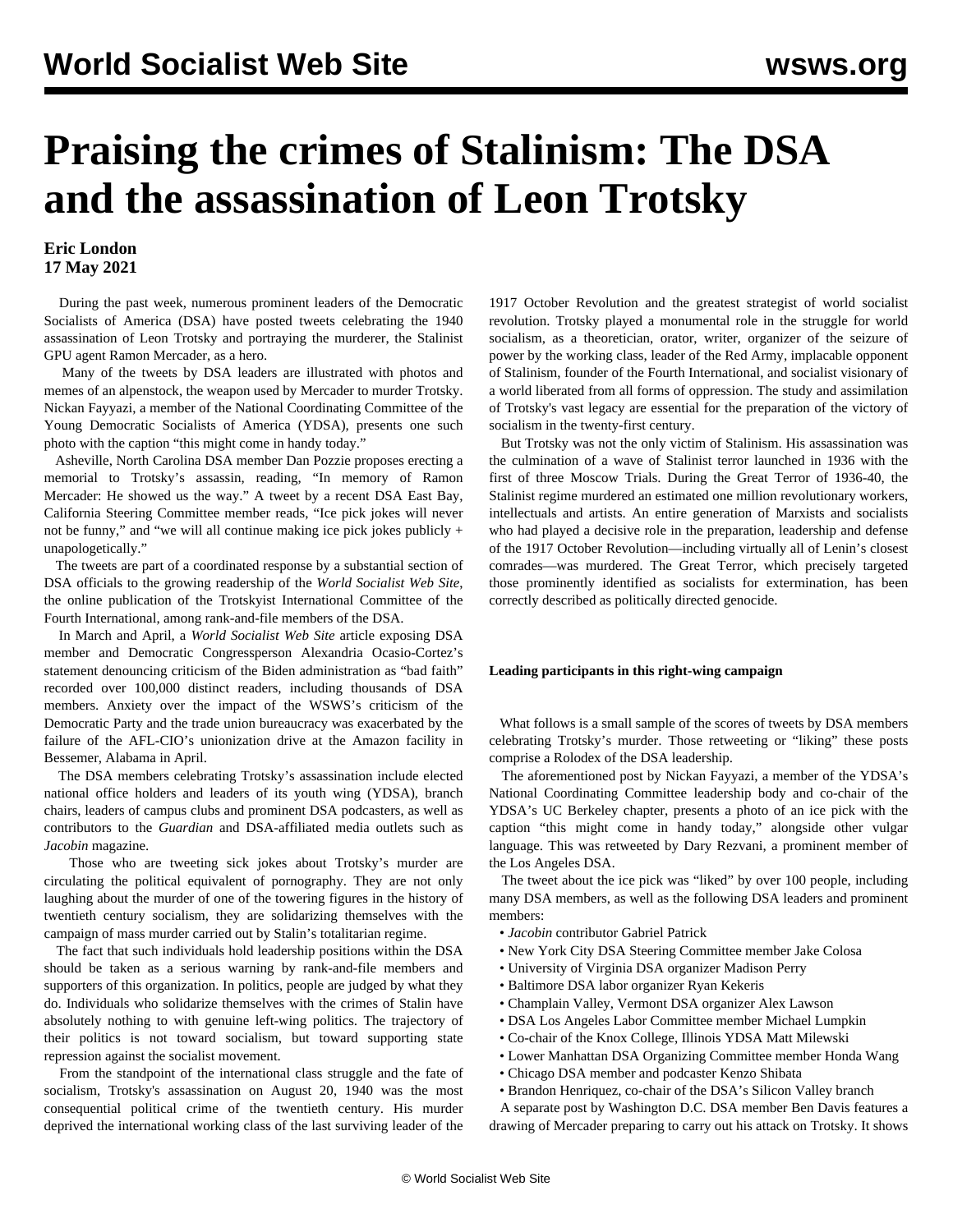# Praising the crimes of Stalinism: The DSA and the assassination of Leon Trotsky

**Eric London**
**17 May 2021**

During the past week, numerous prominent leaders of the Democratic Socialists of America (DSA) have posted tweets celebrating the 1940 assassination of Leon Trotsky and portraying the murderer, the Stalinist GPU agent Ramon Mercader, as a hero.

Many of the tweets by DSA leaders are illustrated with photos and memes of an alpenstock, the weapon used by Mercader to murder Trotsky. Nickan Fayyazi, a member of the National Coordinating Committee of the Young Democratic Socialists of America (YDSA), presents one such photo with the caption "this might come in handy today."

Asheville, North Carolina DSA member Dan Pozzie proposes erecting a memorial to Trotsky's assassin, reading, "In memory of Ramon Mercader: He showed us the way." A tweet by a recent DSA East Bay, California Steering Committee member reads, "Ice pick jokes will never not be funny," and "we will all continue making ice pick jokes publicly + unapologetically."

The tweets are part of a coordinated response by a substantial section of DSA officials to the growing readership of the *World Socialist Web Site*, the online publication of the Trotskyist International Committee of the Fourth International, among rank-and-file members of the DSA.

In March and April, a *World Socialist Web Site* article exposing DSA member and Democratic Congressperson Alexandria Ocasio-Cortez's statement denouncing criticism of the Biden administration as "bad faith" recorded over 100,000 distinct readers, including thousands of DSA members. Anxiety over the impact of the WSWS's criticism of the Democratic Party and the trade union bureaucracy was exacerbated by the failure of the AFL-CIO's unionization drive at the Amazon facility in Bessemer, Alabama in April.

The DSA members celebrating Trotsky's assassination include elected national office holders and leaders of its youth wing (YDSA), branch chairs, leaders of campus clubs and prominent DSA podcasters, as well as contributors to the *Guardian* and DSA-affiliated media outlets such as *Jacobin* magazine.

Those who are tweeting sick jokes about Trotsky's murder are circulating the political equivalent of pornography. They are not only laughing about the murder of one of the towering figures in the history of twentieth century socialism, they are solidarizing themselves with the campaign of mass murder carried out by Stalin's totalitarian regime.

The fact that such individuals hold leadership positions within the DSA should be taken as a serious warning by rank-and-file members and supporters of this organization. In politics, people are judged by what they do. Individuals who solidarize themselves with the crimes of Stalin have absolutely nothing to with genuine left-wing politics. The trajectory of their politics is not toward socialism, but toward supporting state repression against the socialist movement.

From the standpoint of the international class struggle and the fate of socialism, Trotsky's assassination on August 20, 1940 was the most consequential political crime of the twentieth century. His murder deprived the international working class of the last surviving leader of the 1917 October Revolution and the greatest strategist of world socialist revolution. Trotsky played a monumental role in the struggle for world socialism, as a theoretician, orator, writer, organizer of the seizure of power by the working class, leader of the Red Army, implacable opponent of Stalinism, founder of the Fourth International, and socialist visionary of a world liberated from all forms of oppression. The study and assimilation of Trotsky's vast legacy are essential for the preparation of the victory of socialism in the twenty-first century.

But Trotsky was not the only victim of Stalinism. His assassination was the culmination of a wave of Stalinist terror launched in 1936 with the first of three Moscow Trials. During the Great Terror of 1936-40, the Stalinist regime murdered an estimated one million revolutionary workers, intellectuals and artists. An entire generation of Marxists and socialists who had played a decisive role in the preparation, leadership and defense of the 1917 October Revolution—including virtually all of Lenin's closest comrades—was murdered. The Great Terror, which precisely targeted those prominently identified as socialists for extermination, has been correctly described as politically directed genocide.

**Leading participants in this right-wing campaign**

What follows is a small sample of the scores of tweets by DSA members celebrating Trotsky's murder. Those retweeting or "liking" these posts comprise a Rolodex of the DSA leadership.

The aforementioned post by Nickan Fayyazi, a member of the YDSA's National Coordinating Committee leadership body and co-chair of the YDSA's UC Berkeley chapter, presents a photo of an ice pick with the caption "this might come in handy today," alongside other vulgar language. This was retweeted by Dary Rezvani, a prominent member of the Los Angeles DSA.

The tweet about the ice pick was "liked" by over 100 people, including many DSA members, as well as the following DSA leaders and prominent members:

- *Jacobin* contributor Gabriel Patrick
- New York City DSA Steering Committee member Jake Colosa
- University of Virginia DSA organizer Madison Perry
- Baltimore DSA labor organizer Ryan Kekeris
- Champlain Valley, Vermont DSA organizer Alex Lawson
- DSA Los Angeles Labor Committee member Michael Lumpkin
- Co-chair of the Knox College, Illinois YDSA Matt Milewski
- Lower Manhattan DSA Organizing Committee member Honda Wang
- Chicago DSA member and podcaster Kenzo Shibata
- Brandon Henriquez, co-chair of the DSA's Silicon Valley branch

A separate post by Washington D.C. DSA member Ben Davis features a drawing of Mercader preparing to carry out his attack on Trotsky. It shows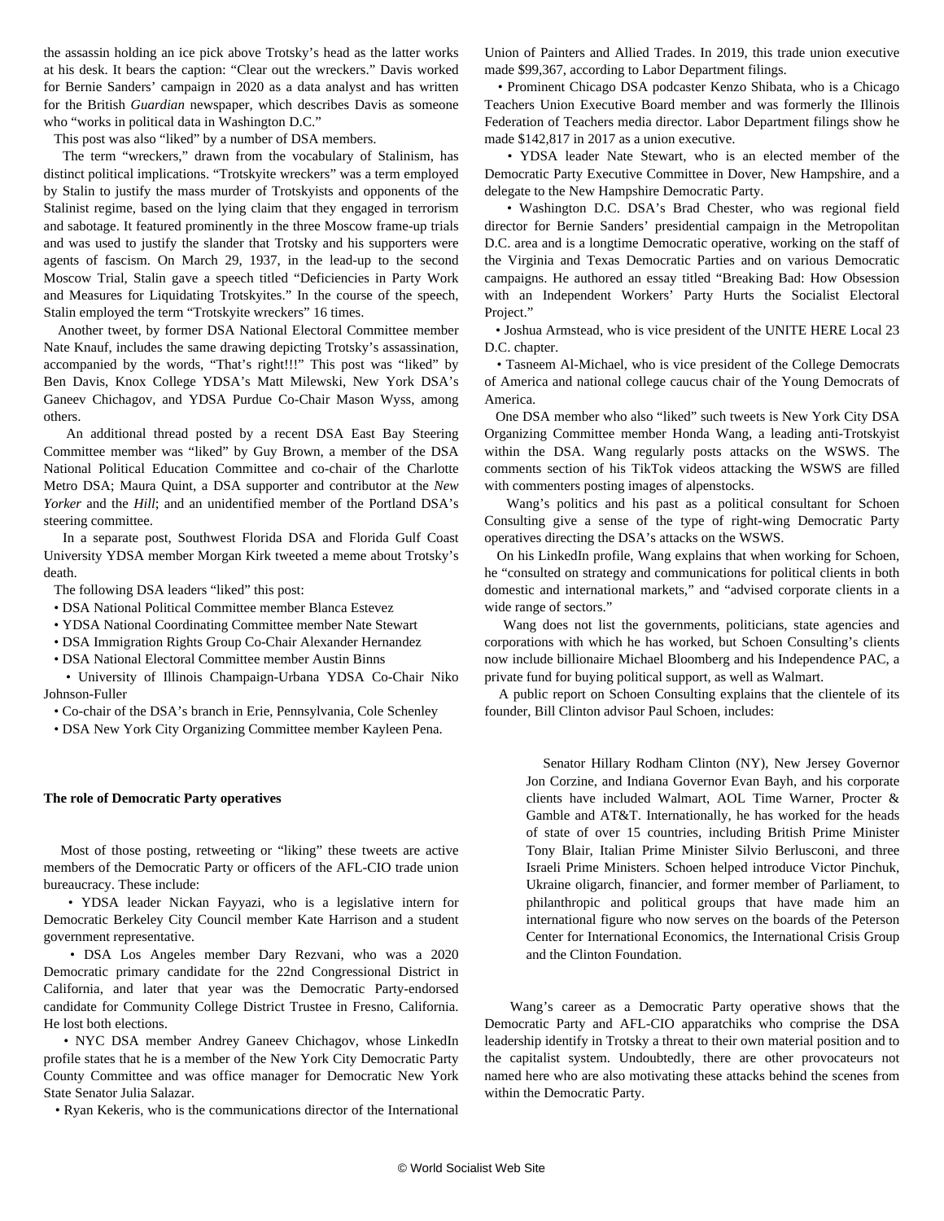the assassin holding an ice pick above Trotsky's head as the latter works at his desk. It bears the caption: "Clear out the wreckers." Davis worked for Bernie Sanders' campaign in 2020 as a data analyst and has written for the British *Guardian* newspaper, which describes Davis as someone who "works in political data in Washington D.C."

This post was also "liked" by a number of DSA members.

The term "wreckers," drawn from the vocabulary of Stalinism, has distinct political implications. "Trotskyite wreckers" was a term employed by Stalin to justify the mass murder of Trotskyists and opponents of the Stalinist regime, based on the lying claim that they engaged in terrorism and sabotage. It featured prominently in the three Moscow frame-up trials and was used to justify the slander that Trotsky and his supporters were agents of fascism. On March 29, 1937, in the lead-up to the second Moscow Trial, Stalin gave a speech titled "Deficiencies in Party Work and Measures for Liquidating Trotskyites." In the course of the speech, Stalin employed the term "Trotskyite wreckers" 16 times.

Another tweet, by former DSA National Electoral Committee member Nate Knauf, includes the same drawing depicting Trotsky's assassination, accompanied by the words, "That's right!!!" This post was "liked" by Ben Davis, Knox College YDSA's Matt Milewski, New York DSA's Ganeev Chichagov, and YDSA Purdue Co-Chair Mason Wyss, among others.

An additional thread posted by a recent DSA East Bay Steering Committee member was "liked" by Guy Brown, a member of the DSA National Political Education Committee and co-chair of the Charlotte Metro DSA; Maura Quint, a DSA supporter and contributor at the *New Yorker* and the *Hill*; and an unidentified member of the Portland DSA's steering committee.

In a separate post, Southwest Florida DSA and Florida Gulf Coast University YDSA member Morgan Kirk tweeted a meme about Trotsky's death.

The following DSA leaders "liked" this post:

- DSA National Political Committee member Blanca Estevez
- YDSA National Coordinating Committee member Nate Stewart
- DSA Immigration Rights Group Co-Chair Alexander Hernandez
- DSA National Electoral Committee member Austin Binns
- University of Illinois Champaign-Urbana YDSA Co-Chair Niko Johnson-Fuller
- Co-chair of the DSA's branch in Erie, Pennsylvania, Cole Schenley
- DSA New York City Organizing Committee member Kayleen Pena.

**The role of Democratic Party operatives**

Most of those posting, retweeting or "liking" these tweets are active members of the Democratic Party or officers of the AFL-CIO trade union bureaucracy. These include:

- YDSA leader Nickan Fayyazi, who is a legislative intern for Democratic Berkeley City Council member Kate Harrison and a student government representative.
- DSA Los Angeles member Dary Rezvani, who was a 2020 Democratic primary candidate for the 22nd Congressional District in California, and later that year was the Democratic Party-endorsed candidate for Community College District Trustee in Fresno, California. He lost both elections.
- NYC DSA member Andrey Ganeev Chichagov, whose LinkedIn profile states that he is a member of the New York City Democratic Party County Committee and was office manager for Democratic New York State Senator Julia Salazar.
- Ryan Kekeris, who is the communications director of the International Union of Painters and Allied Trades. In 2019, this trade union executive made $99,367, according to Labor Department filings.
- Prominent Chicago DSA podcaster Kenzo Shibata, who is a Chicago Teachers Union Executive Board member and was formerly the Illinois Federation of Teachers media director. Labor Department filings show he made $142,817 in 2017 as a union executive.
- YDSA leader Nate Stewart, who is an elected member of the Democratic Party Executive Committee in Dover, New Hampshire, and a delegate to the New Hampshire Democratic Party.
- Washington D.C. DSA's Brad Chester, who was regional field director for Bernie Sanders' presidential campaign in the Metropolitan D.C. area and is a longtime Democratic operative, working on the staff of the Virginia and Texas Democratic Parties and on various Democratic campaigns. He authored an essay titled "Breaking Bad: How Obsession with an Independent Workers' Party Hurts the Socialist Electoral Project."
- Joshua Armstead, who is vice president of the UNITE HERE Local 23 D.C. chapter.
- Tasneem Al-Michael, who is vice president of the College Democrats of America and national college caucus chair of the Young Democrats of America.

One DSA member who also "liked" such tweets is New York City DSA Organizing Committee member Honda Wang, a leading anti-Trotskyist within the DSA. Wang regularly posts attacks on the WSWS. The comments section of his TikTok videos attacking the WSWS are filled with commenters posting images of alpenstocks.

Wang's politics and his past as a political consultant for Schoen Consulting give a sense of the type of right-wing Democratic Party operatives directing the DSA's attacks on the WSWS.

On his LinkedIn profile, Wang explains that when working for Schoen, he "consulted on strategy and communications for political clients in both domestic and international markets," and "advised corporate clients in a wide range of sectors."

Wang does not list the governments, politicians, state agencies and corporations with which he has worked, but Schoen Consulting's clients now include billionaire Michael Bloomberg and his Independence PAC, a private fund for buying political support, as well as Walmart.

A public report on Schoen Consulting explains that the clientele of its founder, Bill Clinton advisor Paul Schoen, includes:

> Senator Hillary Rodham Clinton (NY), New Jersey Governor Jon Corzine, and Indiana Governor Evan Bayh, and his corporate clients have included Walmart, AOL Time Warner, Procter & Gamble and AT&T. Internationally, he has worked for the heads of state of over 15 countries, including British Prime Minister Tony Blair, Italian Prime Minister Silvio Berlusconi, and three Israeli Prime Ministers. Schoen helped introduce Victor Pinchuk, Ukraine oligarch, financier, and former member of Parliament, to philanthropic and political groups that have made him an international figure who now serves on the boards of the Peterson Center for International Economics, the International Crisis Group and the Clinton Foundation.

Wang's career as a Democratic Party operative shows that the Democratic Party and AFL-CIO apparatchiks who comprise the DSA leadership identify in Trotsky a threat to their own material position and to the capitalist system. Undoubtedly, there are other provocateurs not named here who are also motivating these attacks behind the scenes from within the Democratic Party.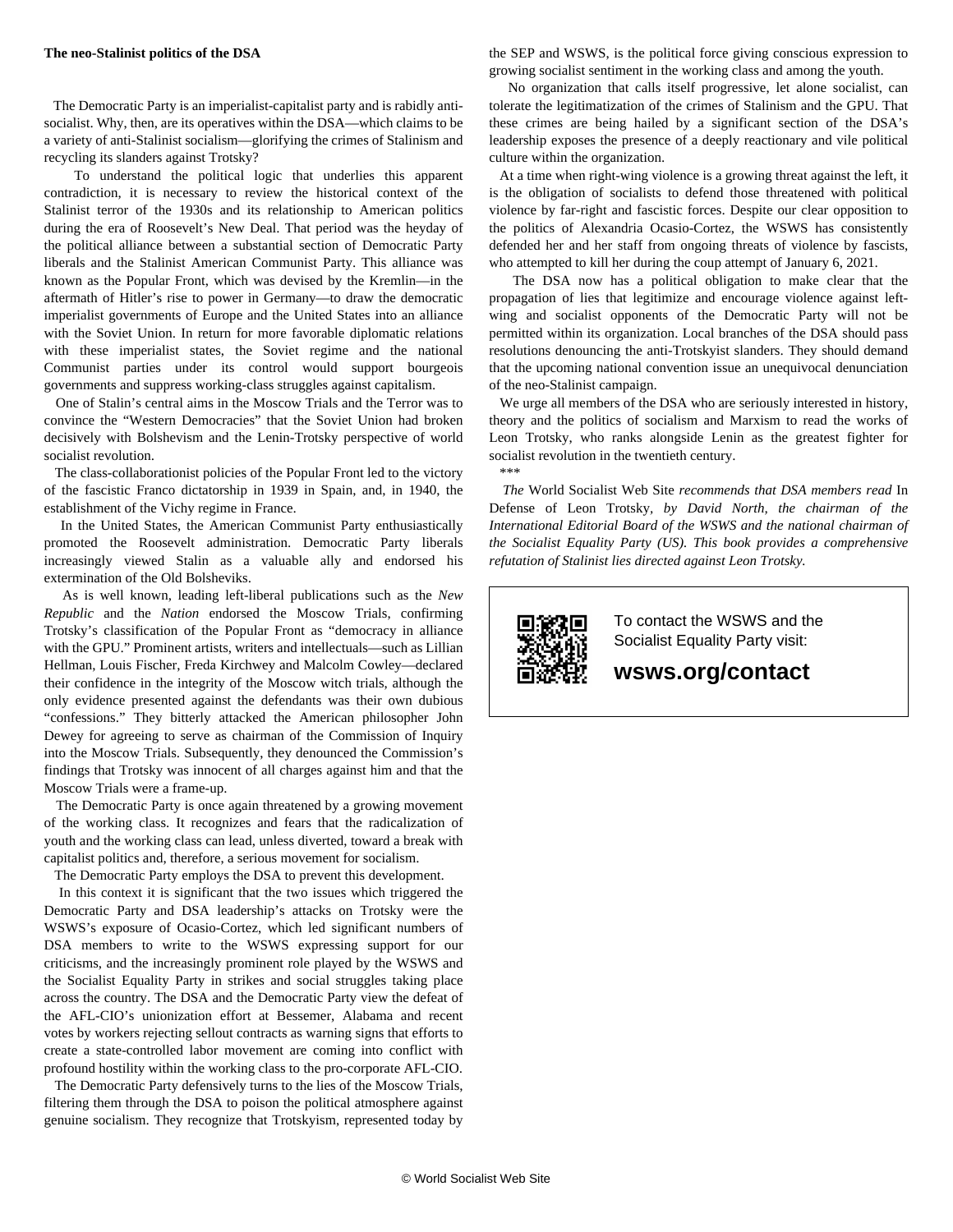**The neo-Stalinist politics of the DSA**

The Democratic Party is an imperialist-capitalist party and is rabidly anti-socialist. Why, then, are its operatives within the DSA—which claims to be a variety of anti-Stalinist socialism—glorifying the crimes of Stalinism and recycling its slanders against Trotsky?

To understand the political logic that underlies this apparent contradiction, it is necessary to review the historical context of the Stalinist terror of the 1930s and its relationship to American politics during the era of Roosevelt's New Deal. That period was the heyday of the political alliance between a substantial section of Democratic Party liberals and the Stalinist American Communist Party. This alliance was known as the Popular Front, which was devised by the Kremlin—in the aftermath of Hitler's rise to power in Germany—to draw the democratic imperialist governments of Europe and the United States into an alliance with the Soviet Union. In return for more favorable diplomatic relations with these imperialist states, the Soviet regime and the national Communist parties under its control would support bourgeois governments and suppress working-class struggles against capitalism.

One of Stalin's central aims in the Moscow Trials and the Terror was to convince the "Western Democracies" that the Soviet Union had broken decisively with Bolshevism and the Lenin-Trotsky perspective of world socialist revolution.

The class-collaborationist policies of the Popular Front led to the victory of the fascist Franco dictatorship in 1939 in Spain, and, in 1940, the establishment of the Vichy regime in France.

In the United States, the American Communist Party enthusiastically promoted the Roosevelt administration. Democratic Party liberals increasingly viewed Stalin as a valuable ally and endorsed his extermination of the Old Bolsheviks.

As is well known, leading left-liberal publications such as the *New Republic* and the *Nation* endorsed the Moscow Trials, confirming Trotsky's classification of the Popular Front as "democracy in alliance with the GPU." Prominent artists, writers and intellectuals—such as Lillian Hellman, Louis Fischer, Freda Kirchwey and Malcolm Cowley—declared their confidence in the integrity of the Moscow witch trials, although the only evidence presented against the defendants was their own dubious "confessions." They bitterly attacked the American philosopher John Dewey for agreeing to serve as chairman of the Commission of Inquiry into the Moscow Trials. Subsequently, they denounced the Commission's findings that Trotsky was innocent of all charges against him and that the Moscow Trials were a frame-up.

The Democratic Party is once again threatened by a growing movement of the working class. It recognizes and fears that the radicalization of youth and the working class can lead, unless diverted, toward a break with capitalist politics and, therefore, a serious movement for socialism.

The Democratic Party employs the DSA to prevent this development.

In this context it is significant that the two issues which triggered the Democratic Party and DSA leadership's attacks on Trotsky were the WSWS's exposure of Ocasio-Cortez, which led significant numbers of DSA members to write to the WSWS expressing support for our criticisms, and the increasingly prominent role played by the WSWS and the Socialist Equality Party in strikes and social struggles taking place across the country. The DSA and the Democratic Party view the defeat of the AFL-CIO's unionization effort at Bessemer, Alabama and recent votes by workers rejecting sellout contracts as warning signs that efforts to create a state-controlled labor movement are coming into conflict with profound hostility within the working class to the pro-corporate AFL-CIO.

The Democratic Party defensively turns to the lies of the Moscow Trials, filtering them through the DSA to poison the political atmosphere against genuine socialism. They recognize that Trotskyism, represented today by the SEP and WSWS, is the political force giving conscious expression to growing socialist sentiment in the working class and among the youth.

No organization that calls itself progressive, let alone socialist, can tolerate the legitimatization of the crimes of Stalinism and the GPU. That these crimes are being hailed by a significant section of the DSA's leadership exposes the presence of a deeply reactionary and vile political culture within the organization.

At a time when right-wing violence is a growing threat against the left, it is the obligation of socialists to defend those threatened with political violence by far-right and fascistic forces. Despite our clear opposition to the politics of Alexandria Ocasio-Cortez, the WSWS has consistently defended her and her staff from ongoing threats of violence by fascists, who attempted to kill her during the coup attempt of January 6, 2021.

The DSA now has a political obligation to make clear that the propagation of lies that legitimize and encourage violence against left-wing and socialist opponents of the Democratic Party will not be permitted within its organization. Local branches of the DSA should pass resolutions denouncing the anti-Trotskyist slanders. They should demand that the upcoming national convention issue an unequivocal denunciation of the neo-Stalinist campaign.

We urge all members of the DSA who are seriously interested in history, theory and the politics of socialism and Marxism to read the works of Leon Trotsky, who ranks alongside Lenin as the greatest fighter for socialist revolution in the twentieth century.

\*\*\*

*The* World Socialist Web Site *recommends that DSA members read* In Defense of Leon Trotsky*, by David North, the chairman of the International Editorial Board of the WSWS and the national chairman of the Socialist Equality Party (US). This book provides a comprehensive refutation of Stalinist lies directed against Leon Trotsky.*

To contact the WSWS and the Socialist Equality Party visit:

**wsws.org/contact**